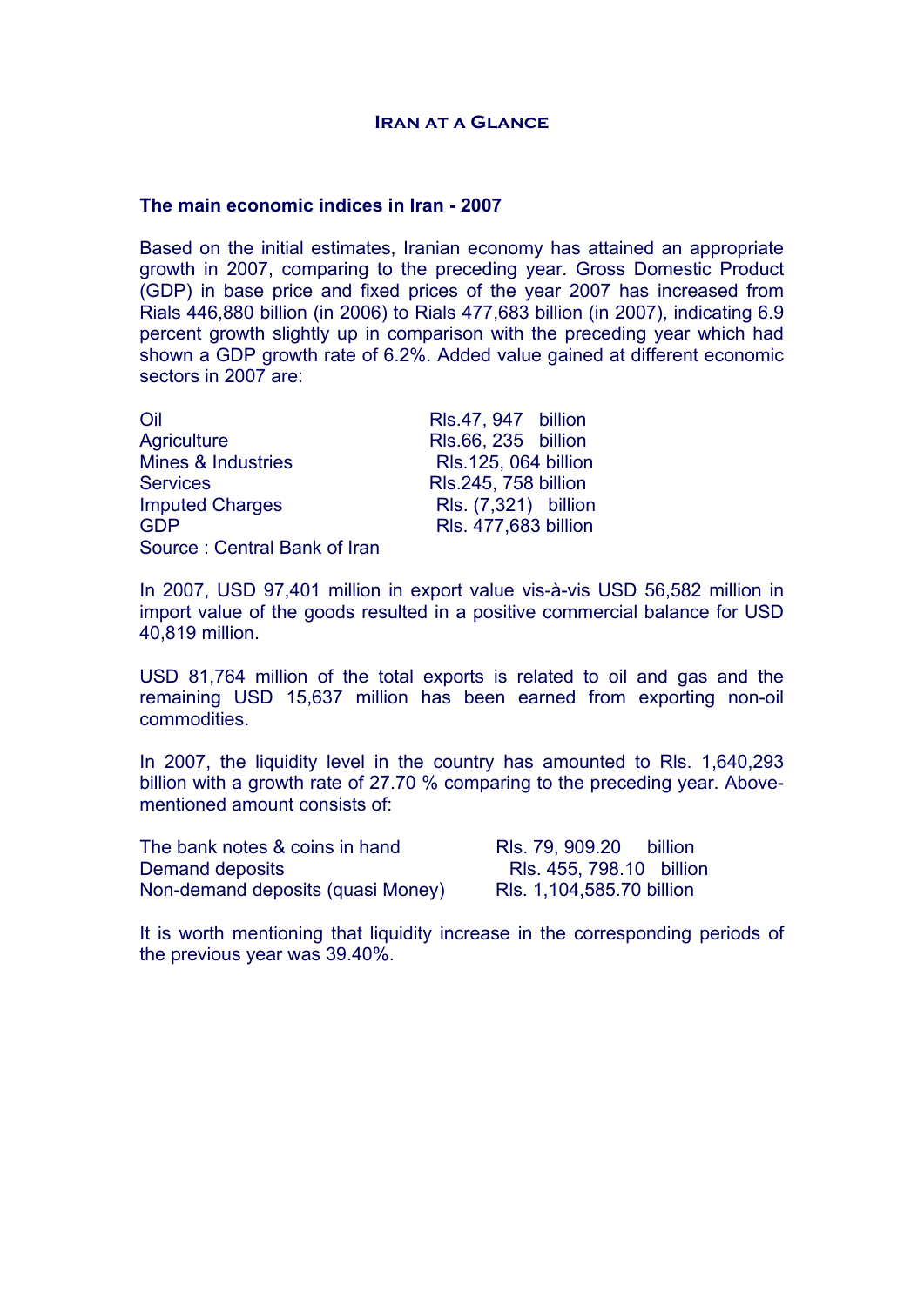# Iran at a Glance

## The main economic indices in Iran - 2007

Based on the initial estimates, Iranian economy has attained an appropriate growth in 2007, comparing to the preceding year. Gross Domestic Product (GDP) in base price and fixed prices of the year 2007 has increased from Rials 446,880 billion (in 2006) to Rials 477,683 billion (in 2007), indicating 6.9 percent growth slightly up in comparison with the preceding year which had shown a GDP growth rate of 6.2%. Added value gained at different economic sectors in 2007 are:

| | |
|---|---|
| Oil | Rls.47, 947 billion |
| Agriculture | Rls.66, 235 billion |
| Mines & Industries | Rls.125, 064 billion |
| Services | Rls.245, 758 billion |
| Imputed Charges | Rls. (7,321) billion |
| GDP | Rls. 477,683 billion |

Source : Central Bank of Iran

In 2007, USD 97,401 million in export value vis-à-vis USD 56,582 million in import value of the goods resulted in a positive commercial balance for USD 40,819 million.

USD 81,764 million of the total exports is related to oil and gas and the remaining USD 15,637 million has been earned from exporting non-oil commodities.

In 2007, the liquidity level in the country has amounted to Rls. 1,640,293 billion with a growth rate of 27.70 % comparing to the preceding year. Above-mentioned amount consists of:

| | |
|---|---|
| The bank notes & coins in hand | Rls. 79, 909.20 billion |
| Demand deposits | Rls. 455, 798.10 billion |
| Non-demand deposits (quasi Money) | Rls. 1,104,585.70 billion |

It is worth mentioning that liquidity increase in the corresponding periods of the previous year was 39.40%.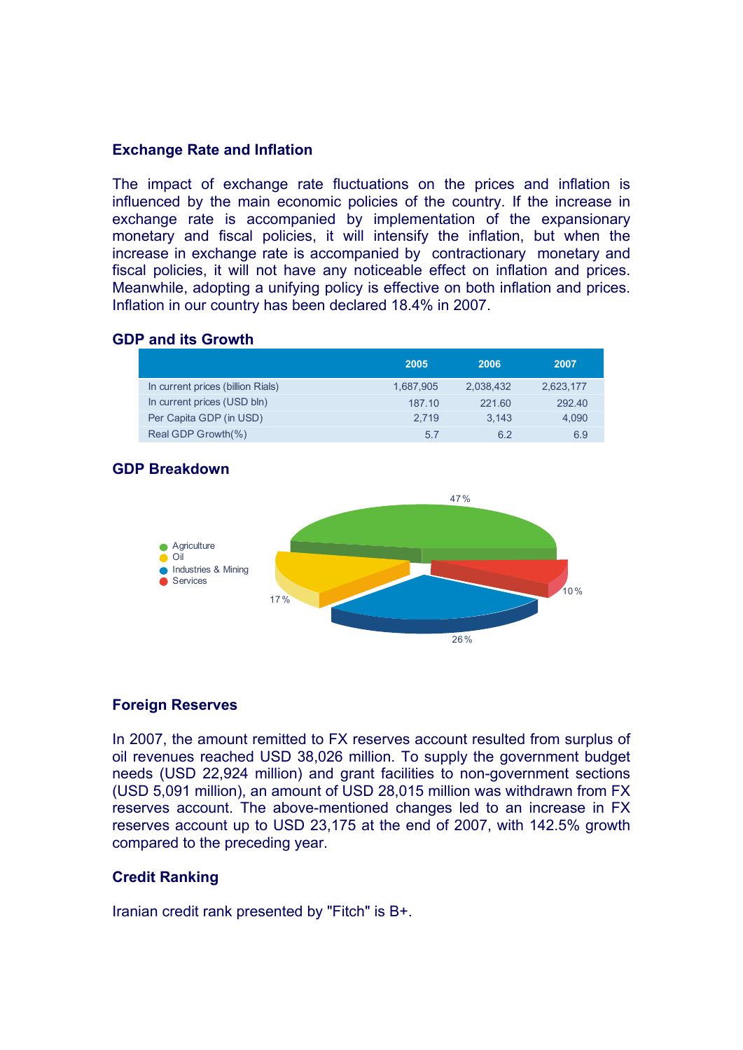## Exchange Rate and Inflation

The impact of exchange rate fluctuations on the prices and inflation is influenced by the main economic policies of the country. If the increase in exchange rate is accompanied by implementation of the expansionary monetary and fiscal policies, it will intensify the inflation, but when the increase in exchange rate is accompanied by contractionary monetary and fiscal policies, it will not have any noticeable effect on inflation and prices. Meanwhile, adopting a unifying policy is effective on both inflation and prices. Inflation in our country has been declared 18.4% in 2007.

## GDP and its Growth

| | 2005 | 2006 | 2007 |
|---|---|---|---|
| In current prices (billion Rials) | 1,687,905 | 2,038,432 | 2,623,177 |
| In current prices (USD bln) | 187.10 | 221.60 | 292.40 |
| Per Capita GDP (in USD) | 2,719 | 3,143 | 4,090 |
| Real GDP Growth(%) | 5.7 | 6.2 | 6.9 |

## GDP Breakdown

- Agriculture: 47%
- Oil: 17%
- Industries & Mining: 26%
- Services: 10%

## Foreign Reserves

In 2007, the amount remitted to FX reserves account resulted from surplus of oil revenues reached USD 38,026 million. To supply the government budget needs (USD 22,924 million) and grant facilities to non-government sections (USD 5,091 million), an amount of USD 28,015 million was withdrawn from FX reserves account. The above-mentioned changes led to an increase in FX reserves account up to USD 23,175 at the end of 2007, with 142.5% growth compared to the preceding year.

## Credit Ranking

Iranian credit rank presented by "Fitch" is B+.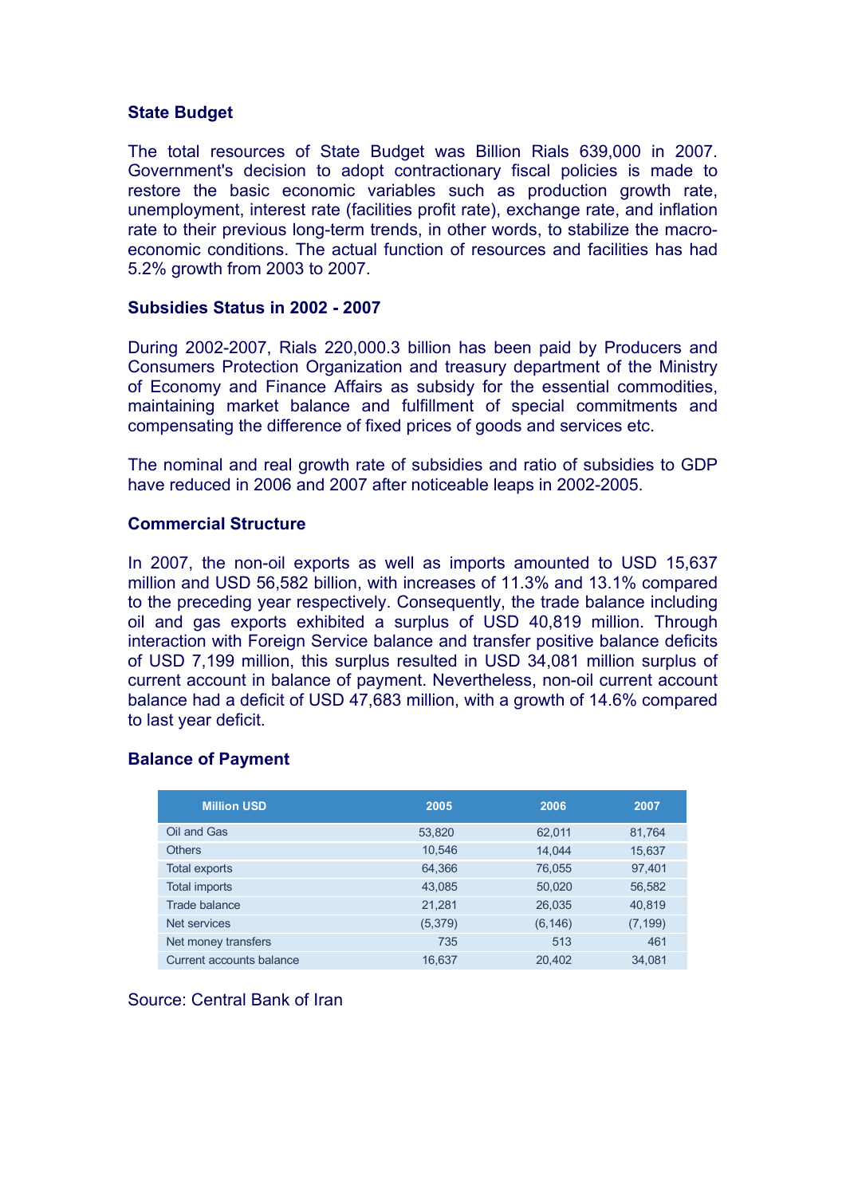### State Budget

The total resources of State Budget was Billion Rials 639,000 in 2007. Government's decision to adopt contractionary fiscal policies is made to restore the basic economic variables such as production growth rate, unemployment, interest rate (facilities profit rate), exchange rate, and inflation rate to their previous long-term trends, in other words, to stabilize the macro-economic conditions. The actual function of resources and facilities has had 5.2% growth from 2003 to 2007.

### Subsidies Status in 2002 - 2007

During 2002-2007, Rials 220,000.3 billion has been paid by Producers and Consumers Protection Organization and treasury department of the Ministry of Economy and Finance Affairs as subsidy for the essential commodities, maintaining market balance and fulfillment of special commitments and compensating the difference of fixed prices of goods and services etc.

The nominal and real growth rate of subsidies and ratio of subsidies to GDP have reduced in 2006 and 2007 after noticeable leaps in 2002-2005.

### Commercial Structure

In 2007, the non-oil exports as well as imports amounted to USD 15,637 million and USD 56,582 billion, with increases of 11.3% and 13.1% compared to the preceding year respectively. Consequently, the trade balance including oil and gas exports exhibited a surplus of USD 40,819 million. Through interaction with Foreign Service balance and transfer positive balance deficits of USD 7,199 million, this surplus resulted in USD 34,081 million surplus of current account in balance of payment. Nevertheless, non-oil current account balance had a deficit of USD 47,683 million, with a growth of 14.6% compared to last year deficit.

### Balance of Payment

| Million USD | 2005 | 2006 | 2007 |
|---|---|---|---|
| Oil and Gas | 53,820 | 62,011 | 81,764 |
| Others | 10,546 | 14,044 | 15,637 |
| Total exports | 64,366 | 76,055 | 97,401 |
| Total imports | 43,085 | 50,020 | 56,582 |
| Trade balance | 21,281 | 26,035 | 40,819 |
| Net services | (5,379) | (6,146) | (7,199) |
| Net money transfers | 735 | 513 | 461 |
| Current accounts balance | 16,637 | 20,402 | 34,081 |

Source: Central Bank of Iran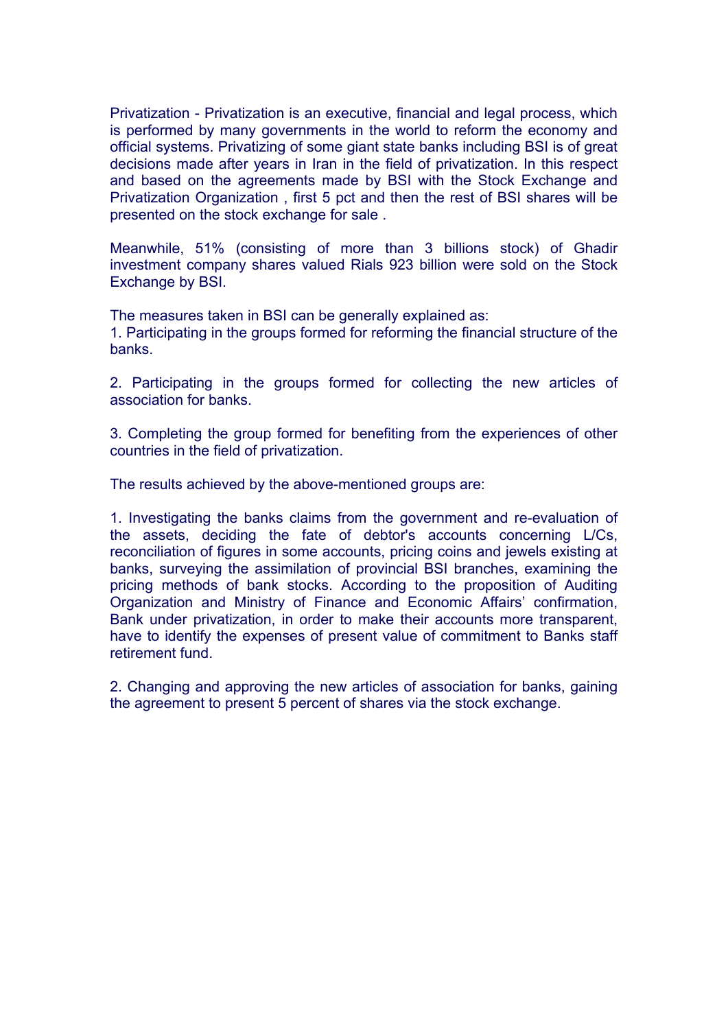Privatization - Privatization is an executive, financial and legal process, which is performed by many governments in the world to reform the economy and official systems. Privatizing of some giant state banks including BSI is of great decisions made after years in Iran in the field of privatization. In this respect and based on the agreements made by BSI with the Stock Exchange and Privatization Organization , first 5 pct and then the rest of BSI shares will be presented on the stock exchange for sale .

Meanwhile, 51% (consisting of more than 3 billions stock) of Ghadir investment company shares valued Rials 923 billion were sold on the Stock Exchange by BSI.

The measures taken in BSI can be generally explained as:

1. Participating in the groups formed for reforming the financial structure of the banks.

2. Participating in the groups formed for collecting the new articles of association for banks.

3. Completing the group formed for benefiting from the experiences of other countries in the field of privatization.

The results achieved by the above-mentioned groups are:

1. Investigating the banks claims from the government and re-evaluation of the assets, deciding the fate of debtor's accounts concerning L/Cs, reconciliation of figures in some accounts, pricing coins and jewels existing at banks, surveying the assimilation of provincial BSI branches, examining the pricing methods of bank stocks. According to the proposition of Auditing Organization and Ministry of Finance and Economic Affairs' confirmation, Bank under privatization, in order to make their accounts more transparent, have to identify the expenses of present value of commitment to Banks staff retirement fund.

2. Changing and approving the new articles of association for banks, gaining the agreement to present 5 percent of shares via the stock exchange.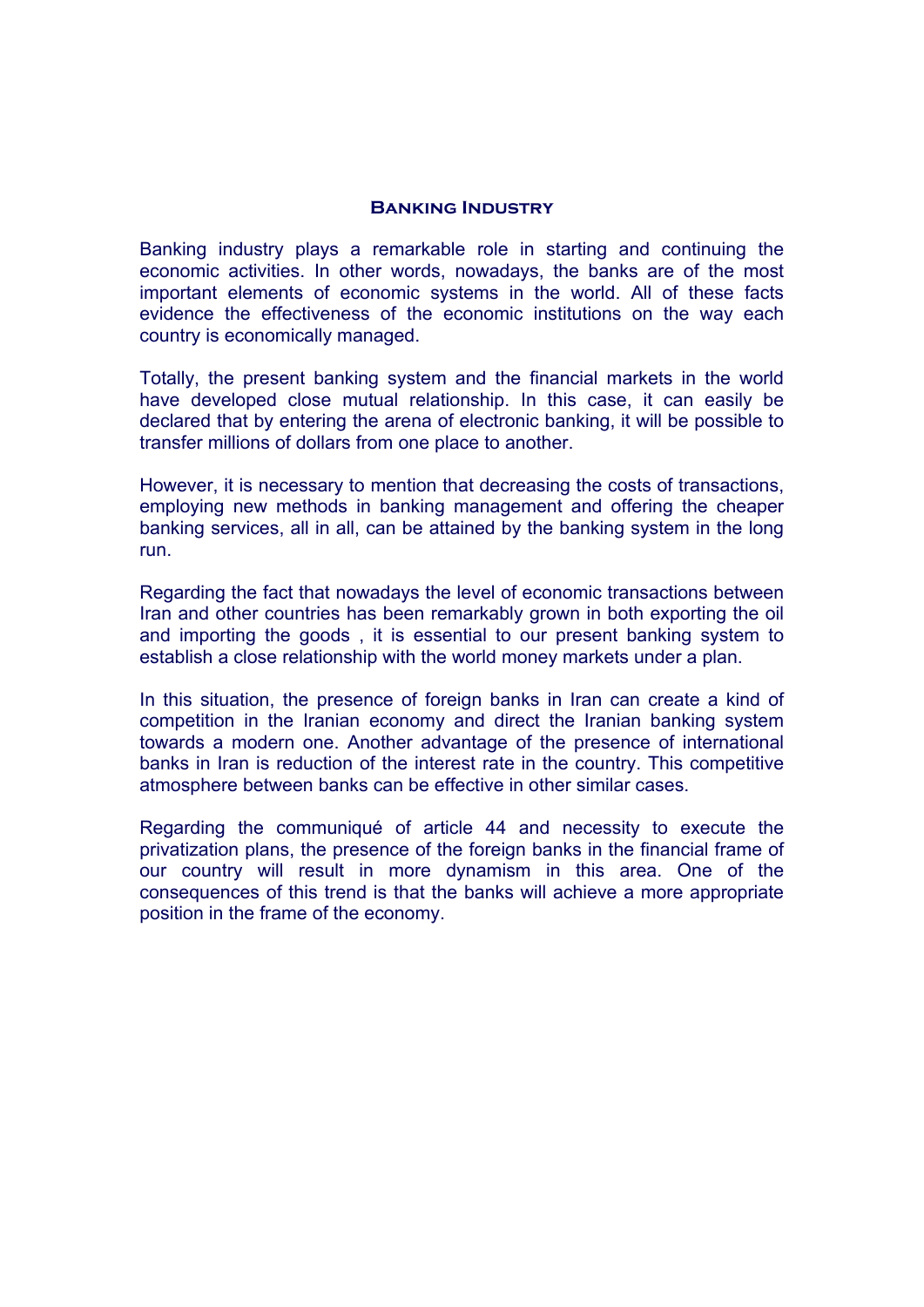## Banking Industry

Banking industry plays a remarkable role in starting and continuing the economic activities. In other words, nowadays, the banks are of the most important elements of economic systems in the world. All of these facts evidence the effectiveness of the economic institutions on the way each country is economically managed.

Totally, the present banking system and the financial markets in the world have developed close mutual relationship. In this case, it can easily be declared that by entering the arena of electronic banking, it will be possible to transfer millions of dollars from one place to another.

However, it is necessary to mention that decreasing the costs of transactions, employing new methods in banking management and offering the cheaper banking services, all in all, can be attained by the banking system in the long run.

Regarding the fact that nowadays the level of economic transactions between Iran and other countries has been remarkably grown in both exporting the oil and importing the goods , it is essential to our present banking system to establish a close relationship with the world money markets under a plan.

In this situation, the presence of foreign banks in Iran can create a kind of competition in the Iranian economy and direct the Iranian banking system towards a modern one. Another advantage of the presence of international banks in Iran is reduction of the interest rate in the country. This competitive atmosphere between banks can be effective in other similar cases.

Regarding the communiqué of article 44 and necessity to execute the privatization plans, the presence of the foreign banks in the financial frame of our country will result in more dynamism in this area. One of the consequences of this trend is that the banks will achieve a more appropriate position in the frame of the economy.